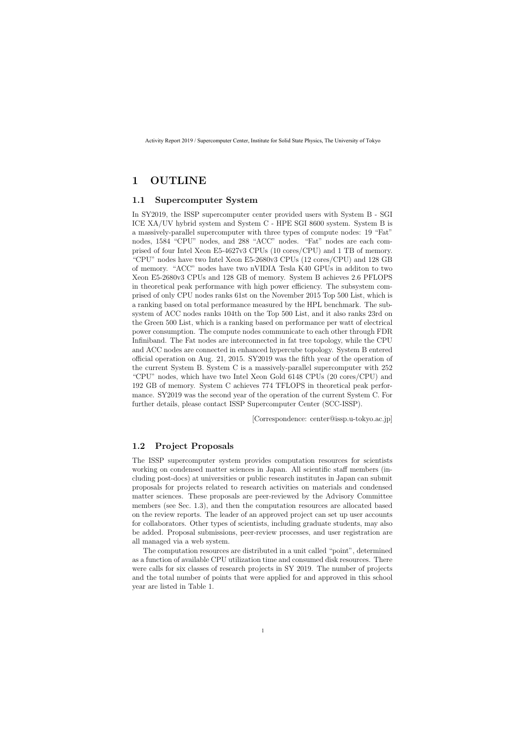# 1 OUTLINE

## 1.1 Supercomputer System

In SY2019, the ISSP supercomputer center provided users with System B - SGI ICE XA/UV hybrid system and System C - HPE SGI 8600 system. System B is a massively-parallel supercomputer with three types of compute nodes: 19 "Fat" nodes, 1584 "CPU" nodes, and 288 "ACC" nodes. "Fat" nodes are each comprised of four Intel Xeon E5-4627v3 CPUs (10 cores/CPU) and 1 TB of memory. "CPU" nodes have two Intel Xeon E5-2680v3 CPUs (12 cores/CPU) and 128 GB of memory. "ACC" nodes have two nVIDIA Tesla K40 GPUs in additon to two Xeon E5-2680v3 CPUs and 128 GB of memory. System B achieves 2.6 PFLOPS in theoretical peak performance with high power efficiency. The subsystem comprised of only CPU nodes ranks 61st on the November 2015 Top 500 List, which is a ranking based on total performance measured by the HPL benchmark. The subsystem of ACC nodes ranks 104th on the Top 500 List, and it also ranks 23rd on the Green 500 List, which is a ranking based on performance per watt of electrical power consumption. The compute nodes communicate to each other through FDR Infiniband. The Fat nodes are interconnected in fat tree topology, while the CPU and ACC nodes are connected in enhanced hypercube topology. System B entered official operation on Aug. 21, 2015. SY2019 was the fifth year of the operation of the current System B. System C is a massively-parallel supercomputer with 252 "CPU" nodes, which have two Intel Xeon Gold 6148 CPUs (20 cores/CPU) and 192 GB of memory. System C achieves 774 TFLOPS in theoretical peak performance. SY2019 was the second year of the operation of the current System C. For further details, please contact ISSP Supercomputer Center (SCC-ISSP).

[Correspondence: center@issp.u-tokyo.ac.jp]

## 1.2 Project Proposals

The ISSP supercomputer system provides computation resources for scientists working on condensed matter sciences in Japan. All scientific staff members (including post-docs) at universities or public research institutes in Japan can submit proposals for projects related to research activities on materials and condensed matter sciences. These proposals are peer-reviewed by the Advisory Committee members (see Sec. 1.3), and then the computation resources are allocated based on the review reports. The leader of an approved project can set up user accounts for collaborators. Other types of scientists, including graduate students, may also be added. Proposal submissions, peer-review processes, and user registration are all managed via a web system.

The computation resources are distributed in a unit called "point", determined as a function of available CPU utilization time and consumed disk resources. There were calls for six classes of research projects in SY 2019. The number of projects and the total number of points that were applied for and approved in this school year are listed in Table 1.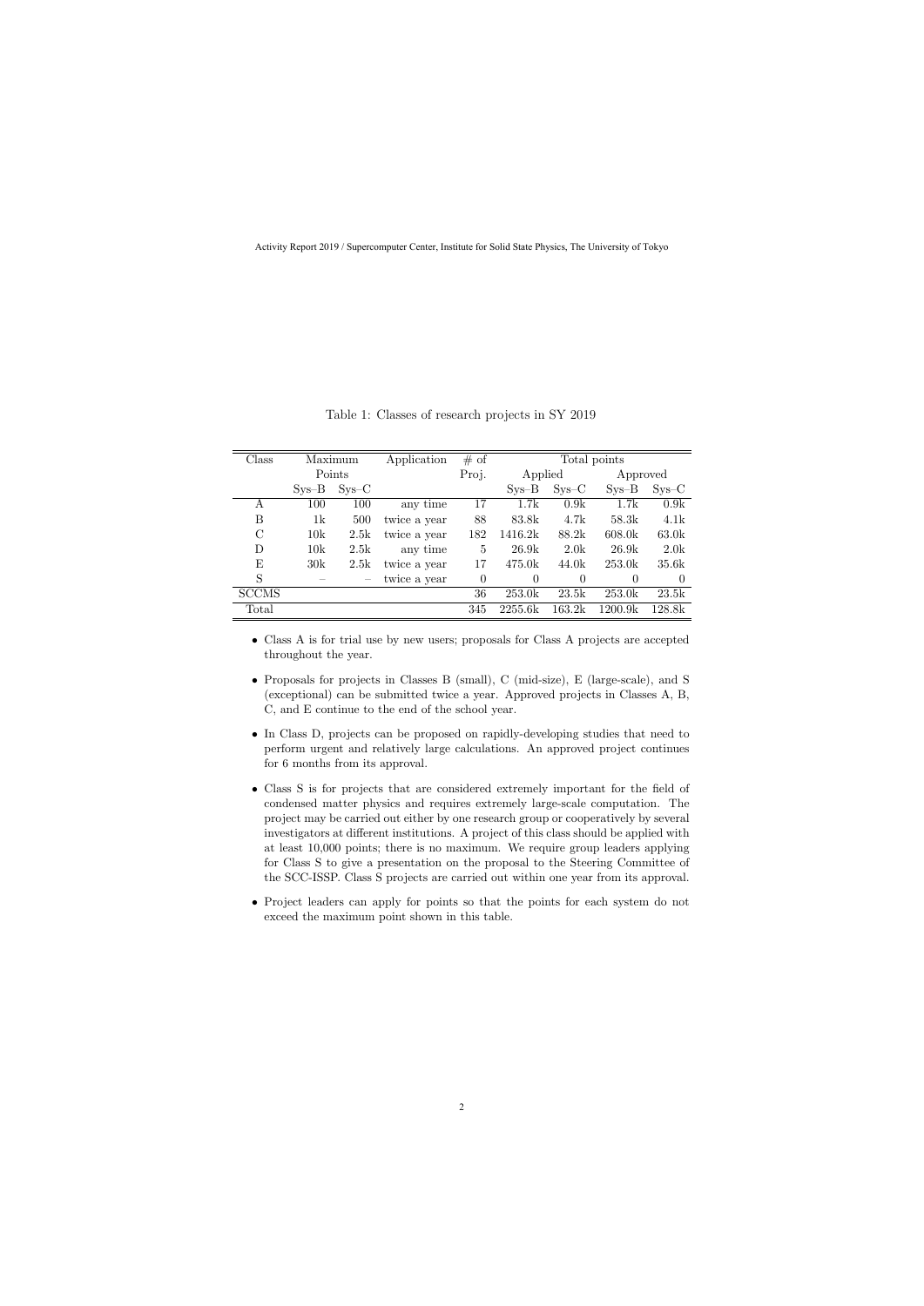Table 1: Classes of research projects in SY 2019

| Class | Maximum Points | | Application | # of Proj. | Total points | | | |
|---|---|---|---|---|---|---|---|---|
| | | | | | Applied | | Approved | |
| | Sys–B | Sys–C | | | Sys–B | Sys–C | Sys–B | Sys–C |
| A | 100 | 100 | any time | 17 | 1.7k | 0.9k | 1.7k | 0.9k |
| B | 1k | 500 | twice a year | 88 | 83.8k | 4.7k | 58.3k | 4.1k |
| C | 10k | 2.5k | twice a year | 182 | 1416.2k | 88.2k | 608.0k | 63.0k |
| D | 10k | 2.5k | any time | 5 | 26.9k | 2.0k | 26.9k | 2.0k |
| E | 30k | 2.5k | twice a year | 17 | 475.0k | 44.0k | 253.0k | 35.6k |
| S | – | – | twice a year | 0 | 0 | 0 | 0 | 0 |
| SCCMS | | | | 36 | 253.0k | 23.5k | 253.0k | 23.5k |
| Total | | | | 345 | 2255.6k | 163.2k | 1200.9k | 128.8k |

- Class A is for trial use by new users; proposals for Class A projects are accepted throughout the year.
- Proposals for projects in Classes B (small), C (mid-size), E (large-scale), and S (exceptional) can be submitted twice a year. Approved projects in Classes A, B, C, and E continue to the end of the school year.
- In Class D, projects can be proposed on rapidly-developing studies that need to perform urgent and relatively large calculations. An approved project continues for 6 months from its approval.
- Class S is for projects that are considered extremely important for the field of condensed matter physics and requires extremely large-scale computation. The project may be carried out either by one research group or cooperatively by several investigators at different institutions. A project of this class should be applied with at least 10,000 points; there is no maximum. We require group leaders applying for Class S to give a presentation on the proposal to the Steering Committee of the SCC-ISSP. Class S projects are carried out within one year from its approval.
- Project leaders can apply for points so that the points for each system do not exceed the maximum point shown in this table.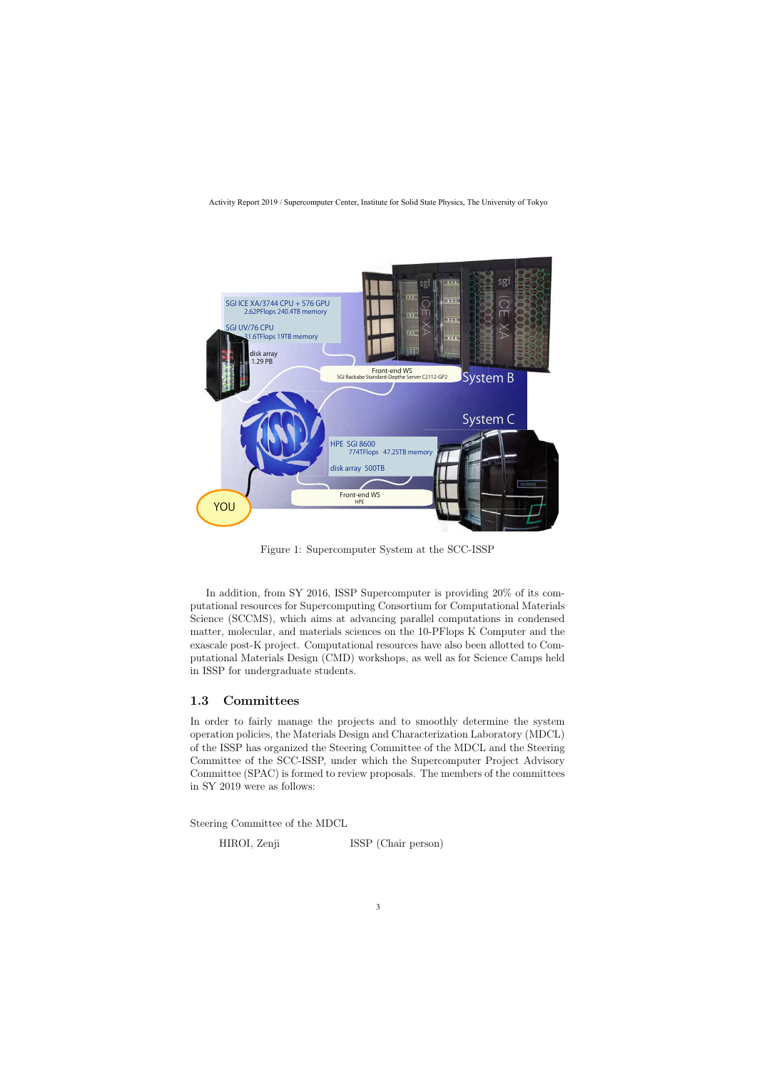Figure 1: Supercomputer System at the SCC-ISSP

In addition, from SY 2016, ISSP Supercomputer is providing 20% of its computational resources for Supercomputing Consortium for Computational Materials Science (SCCMS), which aims at advancing parallel computations in condensed matter, molecular, and materials sciences on the 10-PFlops K Computer and the exascale post-K project. Computational resources have also been allotted to Computational Materials Design (CMD) workshops, as well as for Science Camps held in ISSP for undergraduate students.

## 1.3 Committees

In order to fairly manage the projects and to smoothly determine the system operation policies, the Materials Design and Characterization Laboratory (MDCL) of the ISSP has organized the Steering Committee of the MDCL and the Steering Committee of the SCC-ISSP, under which the Supercomputer Project Advisory Committee (SPAC) is formed to review proposals. The members of the committees in SY 2019 were as follows:

Steering Committee of the MDCL

| | |
|---|---|
| HIROI, Zenji | ISSP (Chair person) |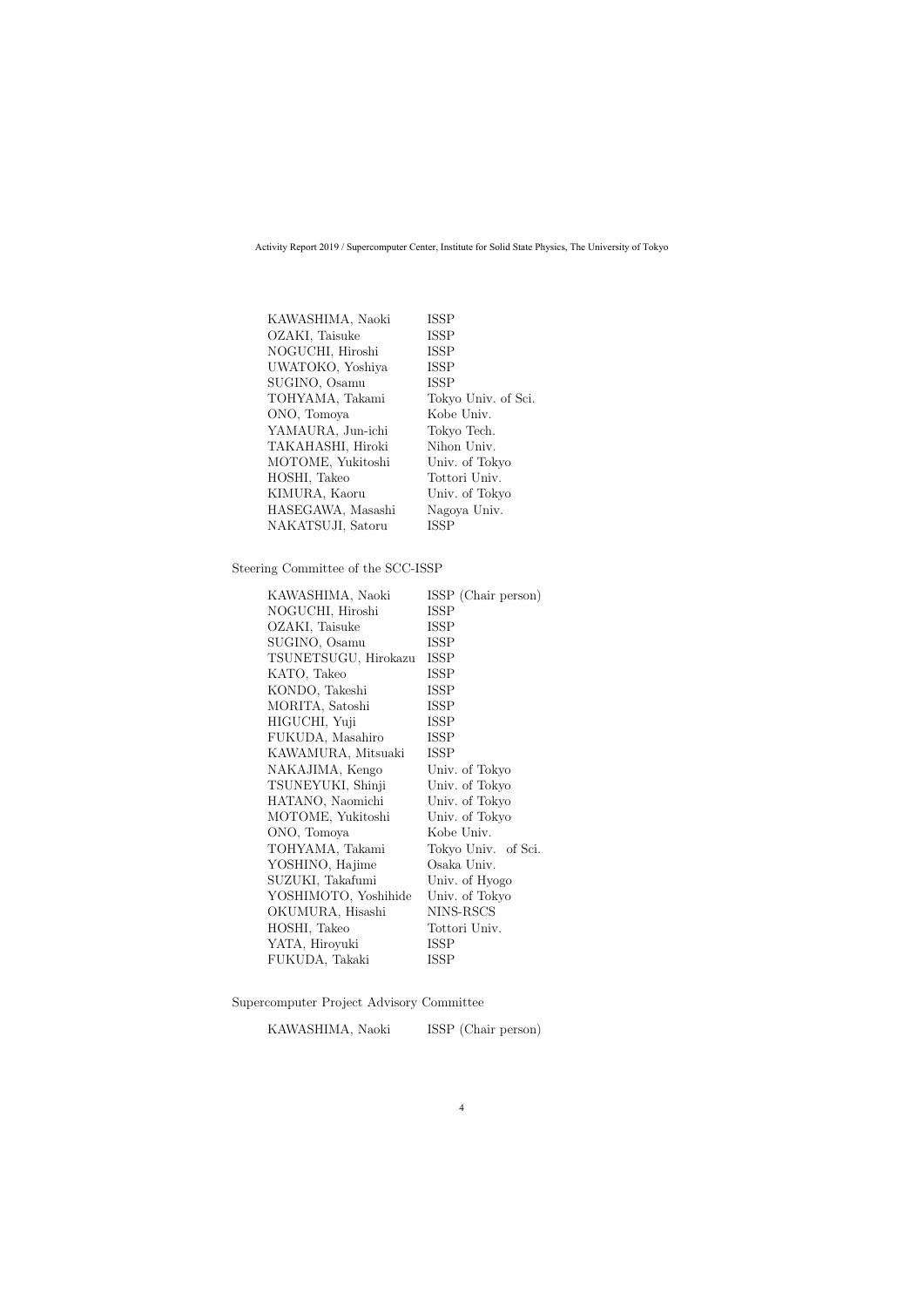| | |
|---|---|
| KAWASHIMA, Naoki | ISSP |
| OZAKI, Taisuke | ISSP |
| NOGUCHI, Hiroshi | ISSP |
| UWATOKO, Yoshiya | ISSP |
| SUGINO, Osamu | ISSP |
| TOHYAMA, Takami | Tokyo Univ. of Sci. |
| ONO, Tomoya | Kobe Univ. |
| YAMAURA, Jun-ichi | Tokyo Tech. |
| TAKAHASHI, Hiroki | Nihon Univ. |
| MOTOME, Yukitoshi | Univ. of Tokyo |
| HOSHI, Takeo | Tottori Univ. |
| KIMURA, Kaoru | Univ. of Tokyo |
| HASEGAWA, Masashi | Nagoya Univ. |
| NAKATSUJI, Satoru | ISSP |

Steering Committee of the SCC-ISSP

| | |
|---|---|
| KAWASHIMA, Naoki | ISSP (Chair person) |
| NOGUCHI, Hiroshi | ISSP |
| OZAKI, Taisuke | ISSP |
| SUGINO, Osamu | ISSP |
| TSUNETSUGU, Hirokazu | ISSP |
| KATO, Takeo | ISSP |
| KONDO, Takeshi | ISSP |
| MORITA, Satoshi | ISSP |
| HIGUCHI, Yuji | ISSP |
| FUKUDA, Masahiro | ISSP |
| KAWAMURA, Mitsuaki | ISSP |
| NAKAJIMA, Kengo | Univ. of Tokyo |
| TSUNEYUKI, Shinji | Univ. of Tokyo |
| HATANO, Naomichi | Univ. of Tokyo |
| MOTOME, Yukitoshi | Univ. of Tokyo |
| ONO, Tomoya | Kobe Univ. |
| TOHYAMA, Takami | Tokyo Univ. of Sci. |
| YOSHINO, Hajime | Osaka Univ. |
| SUZUKI, Takafumi | Univ. of Hyogo |
| YOSHIMOTO, Yoshihide | Univ. of Tokyo |
| OKUMURA, Hisashi | NINS-RSCS |
| HOSHI, Takeo | Tottori Univ. |
| YATA, Hiroyuki | ISSP |
| FUKUDA, Takaki | ISSP |

Supercomputer Project Advisory Committee

| | |
|---|---|
| KAWASHIMA, Naoki | ISSP (Chair person) |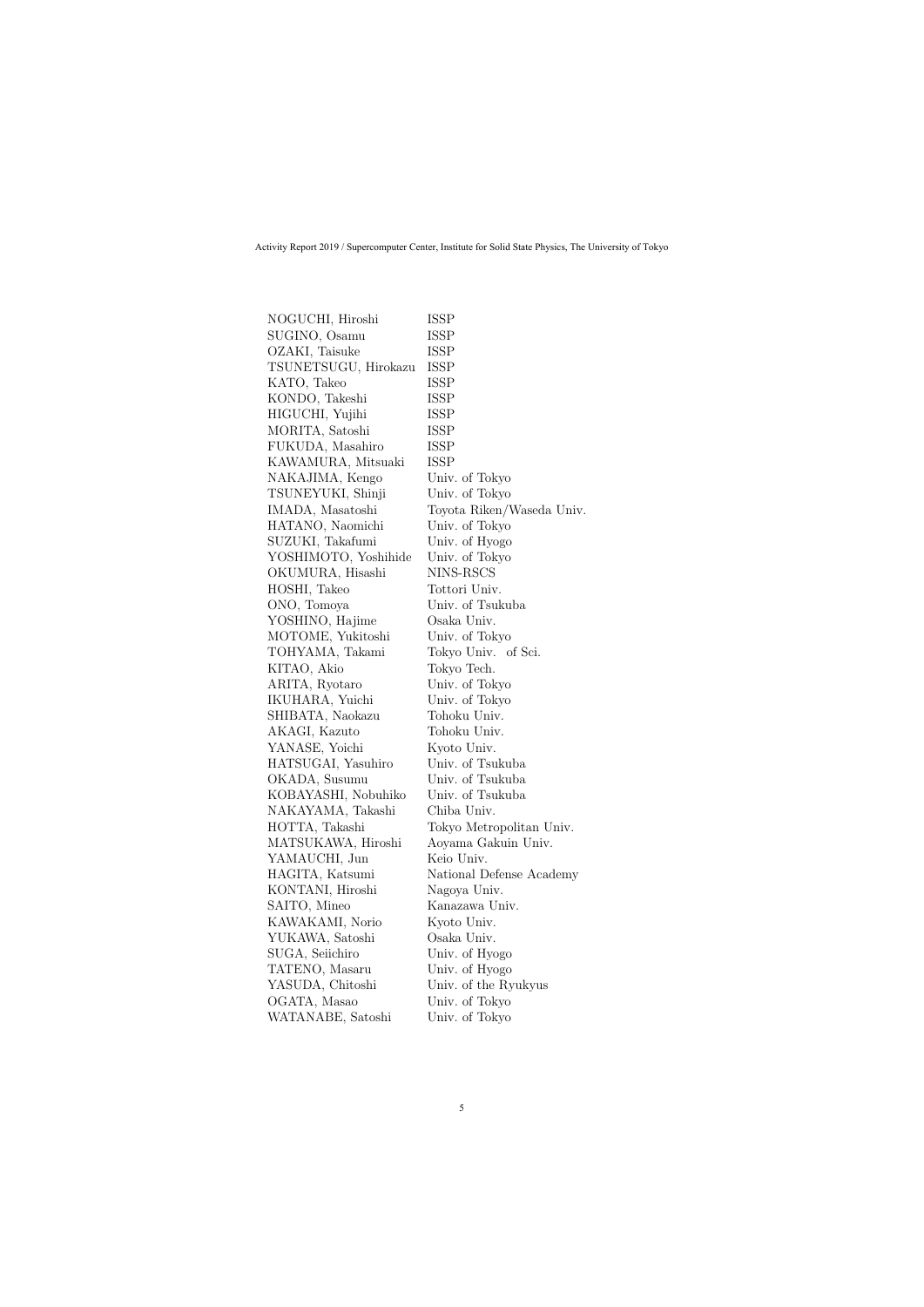| | |
|---|---|
| NOGUCHI, Hiroshi | ISSP |
| SUGINO, Osamu | ISSP |
| OZAKI, Taisuke | ISSP |
| TSUNETSUGU, Hirokazu | ISSP |
| KATO, Takeo | ISSP |
| KONDO, Takeshi | ISSP |
| HIGUCHI, Yujihi | ISSP |
| MORITA, Satoshi | ISSP |
| FUKUDA, Masahiro | ISSP |
| KAWAMURA, Mitsuaki | ISSP |
| NAKAJIMA, Kengo | Univ. of Tokyo |
| TSUNEYUKI, Shinji | Univ. of Tokyo |
| IMADA, Masatoshi | Toyota Riken/Waseda Univ. |
| HATANO, Naomichi | Univ. of Tokyo |
| SUZUKI, Takafumi | Univ. of Hyogo |
| YOSHIMOTO, Yoshihide | Univ. of Tokyo |
| OKUMURA, Hisashi | NINS-RSCS |
| HOSHI, Takeo | Tottori Univ. |
| ONO, Tomoya | Univ. of Tsukuba |
| YOSHINO, Hajime | Osaka Univ. |
| MOTOME, Yukitoshi | Univ. of Tokyo |
| TOHYAMA, Takami | Tokyo Univ. of Sci. |
| KITAO, Akio | Tokyo Tech. |
| ARITA, Ryotaro | Univ. of Tokyo |
| IKUHARA, Yuichi | Univ. of Tokyo |
| SHIBATA, Naokazu | Tohoku Univ. |
| AKAGI, Kazuto | Tohoku Univ. |
| YANASE, Yoichi | Kyoto Univ. |
| HATSUGAI, Yasuhiro | Univ. of Tsukuba |
| OKADA, Susumu | Univ. of Tsukuba |
| KOBAYASHI, Nobuhiko | Univ. of Tsukuba |
| NAKAYAMA, Takashi | Chiba Univ. |
| HOTTA, Takashi | Tokyo Metropolitan Univ. |
| MATSUKAWA, Hiroshi | Aoyama Gakuin Univ. |
| YAMAUCHI, Jun | Keio Univ. |
| HAGITA, Katsumi | National Defense Academy |
| KONTANI, Hiroshi | Nagoya Univ. |
| SAITO, Mineo | Kanazawa Univ. |
| KAWAKAMI, Norio | Kyoto Univ. |
| YUKAWA, Satoshi | Osaka Univ. |
| SUGA, Seiichiro | Univ. of Hyogo |
| TATENO, Masaru | Univ. of Hyogo |
| YASUDA, Chitoshi | Univ. of the Ryukyus |
| OGATA, Masao | Univ. of Tokyo |
| WATANABE, Satoshi | Univ. of Tokyo |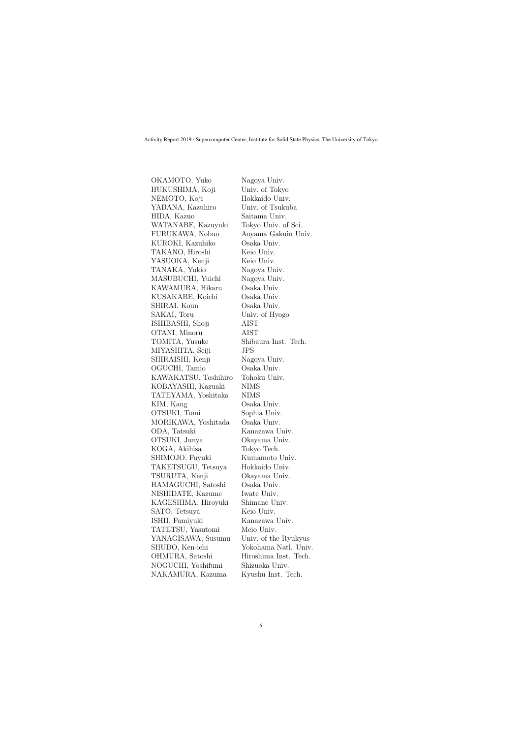| | |
|---|---|
| OKAMOTO, Yuko | Nagoya Univ. |
| HUKUSHIMA, Koji | Univ. of Tokyo |
| NEMOTO, Koji | Hokkaido Univ. |
| YABANA, Kazuhiro | Univ. of Tsukuba |
| HIDA, Kazuo | Saitama Univ. |
| WATANABE, Kazuyuki | Tokyo Univ. of Sci. |
| FURUKAWA, Nobuo | Aoyama Gakuin Univ. |
| KUROKI, Kazuhiko | Osaka Univ. |
| TAKANO, Hiroshi | Keio Univ. |
| YASUOKA, Kenji | Keio Univ. |
| TANAKA, Yukio | Nagoya Univ. |
| MASUBUCHI, Yuichi | Nagoya Univ. |
| KAWAMURA, Hikaru | Osaka Univ. |
| KUSAKABE, Koichi | Osaka Univ. |
| SHIRAI, Koun | Osaka Univ. |
| SAKAI, Toru | Univ. of Hyogo |
| ISHIBASHI, Shoji | AIST |
| OTANI, Minoru | AIST |
| TOMITA, Yusuke | Shibaura Inst. Tech. |
| MIYASHITA, Seiji | JPS |
| SHIRAISHI, Kenji | Nagoya Univ. |
| OGUCHI, Tamio | Osaka Univ. |
| KAWAKATSU, Toshihiro | Tohoku Univ. |
| KOBAYASHI, Kazuaki | NIMS |
| TATEYAMA, Yoshitaka | NIMS |
| KIM, Kang | Osaka Univ. |
| OTSUKI, Tomi | Sophia Univ. |
| MORIKAWA, Yoshitada | Osaka Univ. |
| ODA, Tatsuki | Kanazawa Univ. |
| OTSUKI, Junya | Okayama Univ. |
| KOGA, Akihisa | Tokyo Tech. |
| SHIMOJO, Fuyuki | Kumamoto Univ. |
| TAKETSUGU, Tetsuya | Hokkaido Univ. |
| TSURUTA, Kenji | Okayama Univ. |
| HAMAGUCHI, Satoshi | Osaka Univ. |
| NISHIDATE, Kazume | Iwate Univ. |
| KAGESHIMA, Hiroyuki | Shimane Univ. |
| SATO, Tetsuya | Keio Univ. |
| ISHII, Fumiyuki | Kanazawa Univ. |
| TATETSU, Yasutomi | Meio Univ. |
| YANAGISAWA, Susumu | Univ. of the Ryukyus |
| SHUDO, Ken-ichi | Yokohama Natl. Univ. |
| OHMURA, Satoshi | Hiroshima Inst. Tech. |
| NOGUCHI, Yoshifumi | Shizuoka Univ. |
| NAKAMURA, Kazuma | Kyushu Inst. Tech. |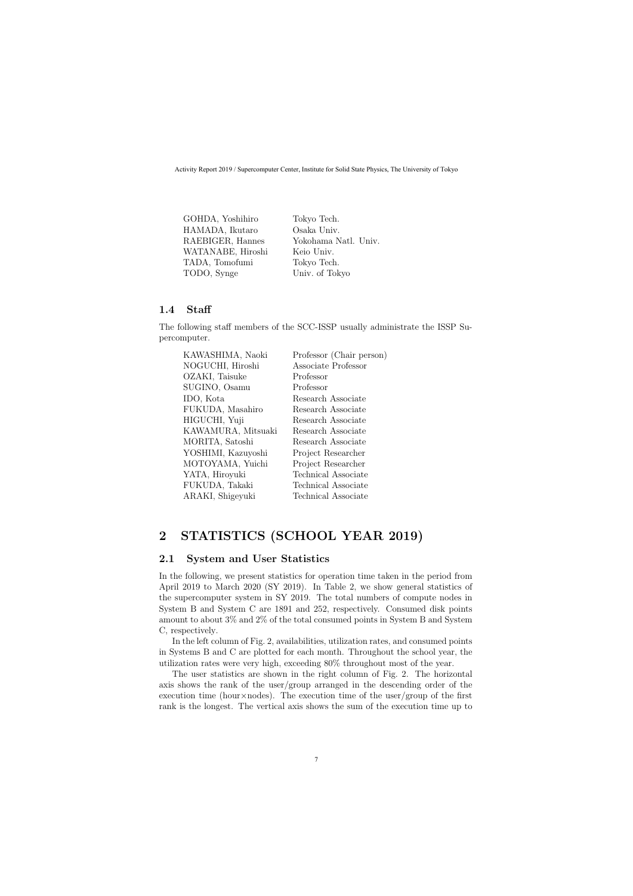| | |
|---|---|
| GOHDA, Yoshihiro | Tokyo Tech. |
| HAMADA, Ikutaro | Osaka Univ. |
| RAEBIGER, Hannes | Yokohama Natl. Univ. |
| WATANABE, Hiroshi | Keio Univ. |
| TADA, Tomofumi | Tokyo Tech. |
| TODO, Synge | Univ. of Tokyo |

### 1.4 Staff

The following staff members of the SCC-ISSP usually administrate the ISSP Supercomputer.

| | |
|---|---|
| KAWASHIMA, Naoki | Professor (Chair person) |
| NOGUCHI, Hiroshi | Associate Professor |
| OZAKI, Taisuke | Professor |
| SUGINO, Osamu | Professor |
| IDO, Kota | Research Associate |
| FUKUDA, Masahiro | Research Associate |
| HIGUCHI, Yuji | Research Associate |
| KAWAMURA, Mitsuaki | Research Associate |
| MORITA, Satoshi | Research Associate |
| YOSHIMI, Kazuyoshi | Project Researcher |
| MOTOYAMA, Yuichi | Project Researcher |
| YATA, Hiroyuki | Technical Associate |
| FUKUDA, Takaki | Technical Associate |
| ARAKI, Shigeyuki | Technical Associate |

## 2 STATISTICS (SCHOOL YEAR 2019)

### 2.1 System and User Statistics

In the following, we present statistics for operation time taken in the period from April 2019 to March 2020 (SY 2019). In Table 2, we show general statistics of the supercomputer system in SY 2019. The total numbers of compute nodes in System B and System C are 1891 and 252, respectively. Consumed disk points amount to about 3% and 2% of the total consumed points in System B and System C, respectively.

In the left column of Fig. 2, availabilities, utilization rates, and consumed points in Systems B and C are plotted for each month. Throughout the school year, the utilization rates were very high, exceeding 80% throughout most of the year.

The user statistics are shown in the right column of Fig. 2. The horizontal axis shows the rank of the user/group arranged in the descending order of the execution time (hour×nodes). The execution time of the user/group of the first rank is the longest. The vertical axis shows the sum of the execution time up to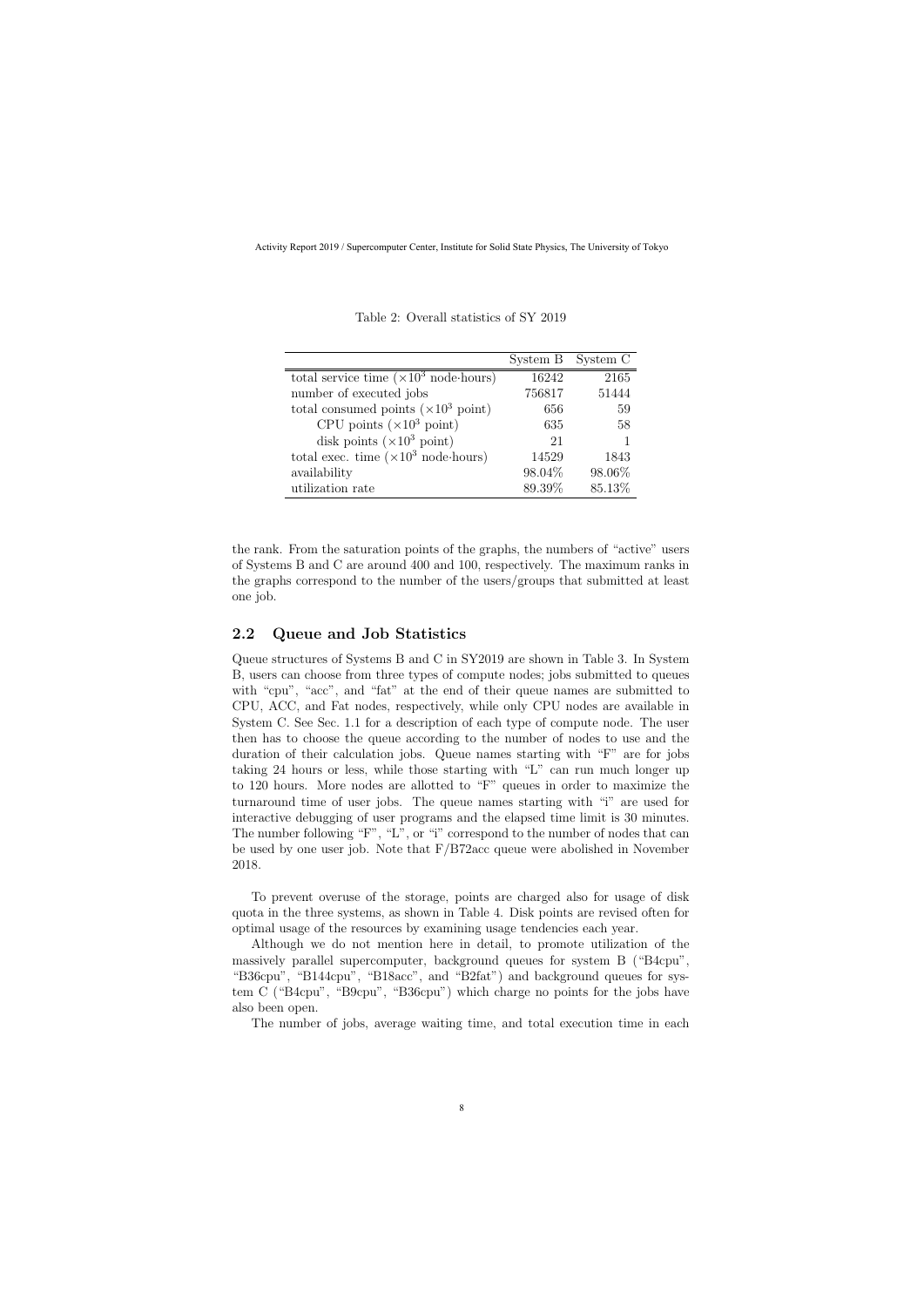Table 2: Overall statistics of SY 2019

| | System B | System C |
|---|---|---|
| total service time ($\times 10^3$ node·hours) | 16242 | 2165 |
| number of executed jobs | 756817 | 51444 |
| total consumed points ($\times 10^3$ point) | 656 | 59 |
| CPU points ($\times 10^3$ point) | 635 | 58 |
| disk points ($\times 10^3$ point) | 21 | 1 |
| total exec. time ($\times 10^3$ node·hours) | 14529 | 1843 |
| availability | 98.04% | 98.06% |
| utilization rate | 89.39% | 85.13% |

the rank. From the saturation points of the graphs, the numbers of "active" users of Systems B and C are around 400 and 100, respectively. The maximum ranks in the graphs correspond to the number of the users/groups that submitted at least one job.

## 2.2 Queue and Job Statistics

Queue structures of Systems B and C in SY2019 are shown in Table 3. In System B, users can choose from three types of compute nodes; jobs submitted to queues with "cpu", "acc", and "fat" at the end of their queue names are submitted to CPU, ACC, and Fat nodes, respectively, while only CPU nodes are available in System C. See Sec. 1.1 for a description of each type of compute node. The user then has to choose the queue according to the number of nodes to use and the duration of their calculation jobs. Queue names starting with "F" are for jobs taking 24 hours or less, while those starting with "L" can run much longer up to 120 hours. More nodes are allotted to "F" queues in order to maximize the turnaround time of user jobs. The queue names starting with "i" are used for interactive debugging of user programs and the elapsed time limit is 30 minutes. The number following "F", "L", or "i" correspond to the number of nodes that can be used by one user job. Note that F/B72acc queue were abolished in November 2018.

To prevent overuse of the storage, points are charged also for usage of disk quota in the three systems, as shown in Table 4. Disk points are revised often for optimal usage of the resources by examining usage tendencies each year.

Although we do not mention here in detail, to promote utilization of the massively parallel supercomputer, background queues for system B ("B4cpu", "B36cpu", "B144cpu", "B18acc", and "B2fat") and background queues for system C ("B4cpu", "B9cpu", "B36cpu") which charge no points for the jobs have also been open.

The number of jobs, average waiting time, and total execution time in each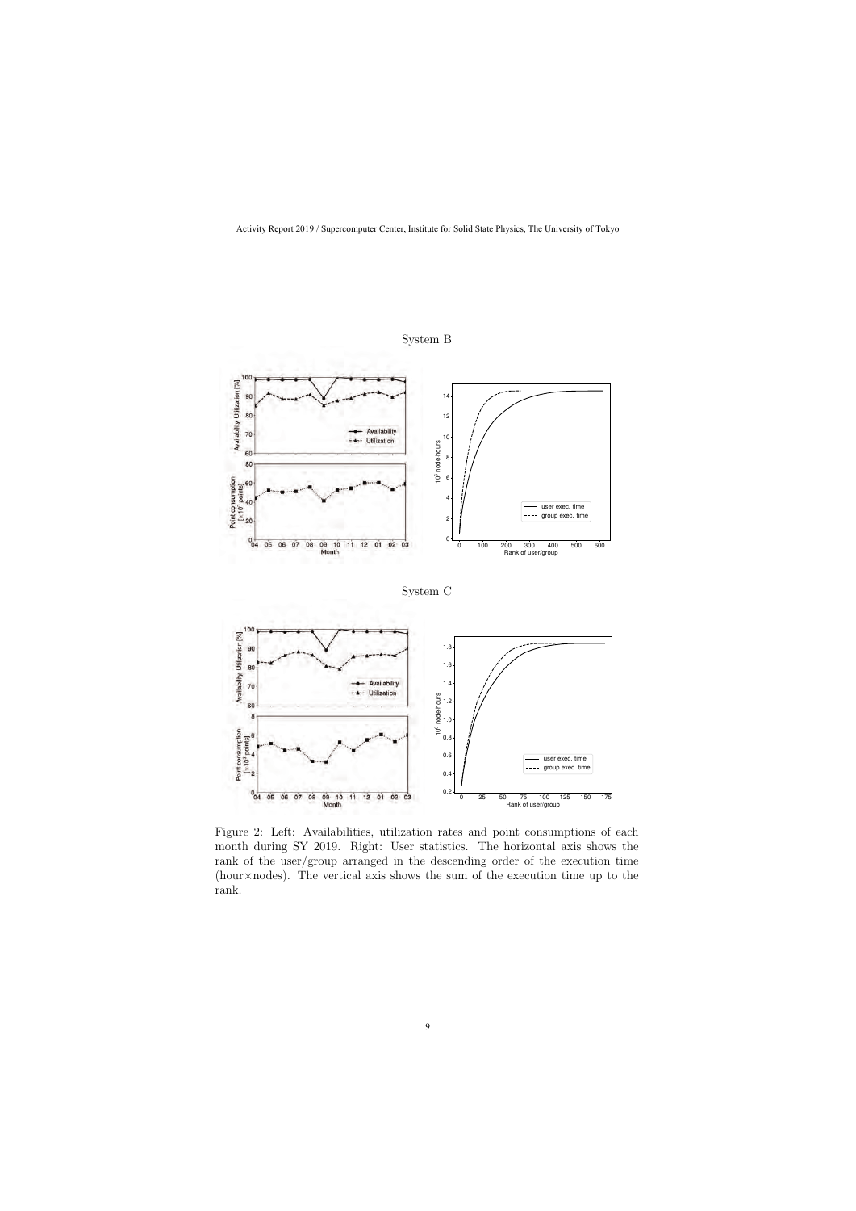System B

System C

Figure 2: Left: Availabilities, utilization rates and point consumptions of each month during SY 2019. Right: User statistics. The horizontal axis shows the rank of the user/group arranged in the descending order of the execution time (hour×nodes). The vertical axis shows the sum of the execution time up to the rank.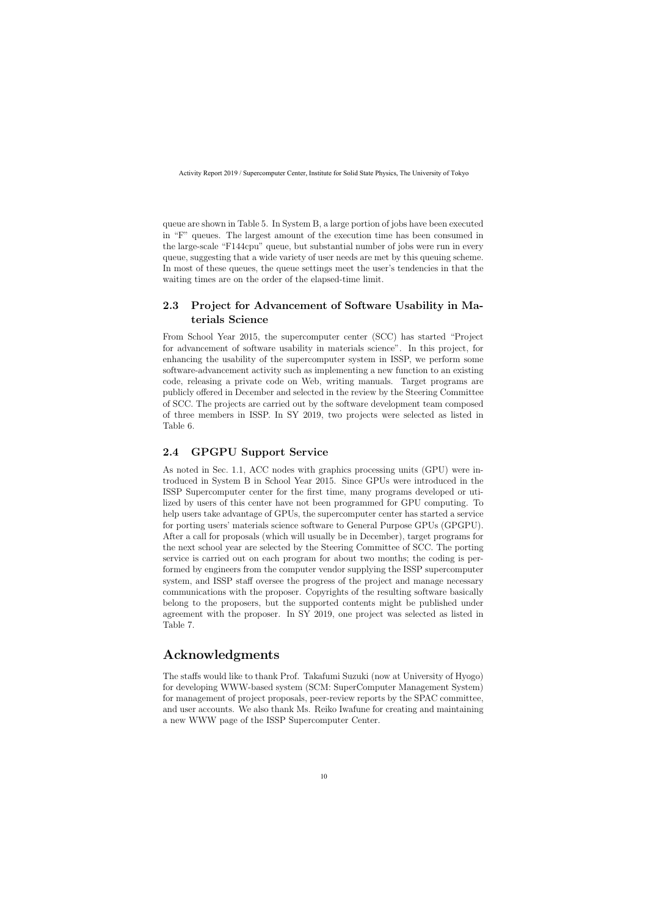queue are shown in Table 5. In System B, a large portion of jobs have been executed in "F" queues. The largest amount of the execution time has been consumed in the large-scale "F144cpu" queue, but substantial number of jobs were run in every queue, suggesting that a wide variety of user needs are met by this queuing scheme. In most of these queues, the queue settings meet the user's tendencies in that the waiting times are on the order of the elapsed-time limit.

## 2.3 Project for Advancement of Software Usability in Materials Science

From School Year 2015, the supercomputer center (SCC) has started "Project for advancement of software usability in materials science". In this project, for enhancing the usability of the supercomputer system in ISSP, we perform some software-advancement activity such as implementing a new function to an existing code, releasing a private code on Web, writing manuals. Target programs are publicly offered in December and selected in the review by the Steering Committee of SCC. The projects are carried out by the software development team composed of three members in ISSP. In SY 2019, two projects were selected as listed in Table 6.

## 2.4 GPGPU Support Service

As noted in Sec. 1.1, ACC nodes with graphics processing units (GPU) were introduced in System B in School Year 2015. Since GPUs were introduced in the ISSP Supercomputer center for the first time, many programs developed or utilized by users of this center have not been programmed for GPU computing. To help users take advantage of GPUs, the supercomputer center has started a service for porting users' materials science software to General Purpose GPUs (GPGPU). After a call for proposals (which will usually be in December), target programs for the next school year are selected by the Steering Committee of SCC. The porting service is carried out on each program for about two months; the coding is performed by engineers from the computer vendor supplying the ISSP supercomputer system, and ISSP staff oversee the progress of the project and manage necessary communications with the proposer. Copyrights of the resulting software basically belong to the proposers, but the supported contents might be published under agreement with the proposer. In SY 2019, one project was selected as listed in Table 7.

# Acknowledgments

The staffs would like to thank Prof. Takafumi Suzuki (now at University of Hyogo) for developing WWW-based system (SCM: SuperComputer Management System) for management of project proposals, peer-review reports by the SPAC committee, and user accounts. We also thank Ms. Reiko Iwafune for creating and maintaining a new WWW page of the ISSP Supercomputer Center.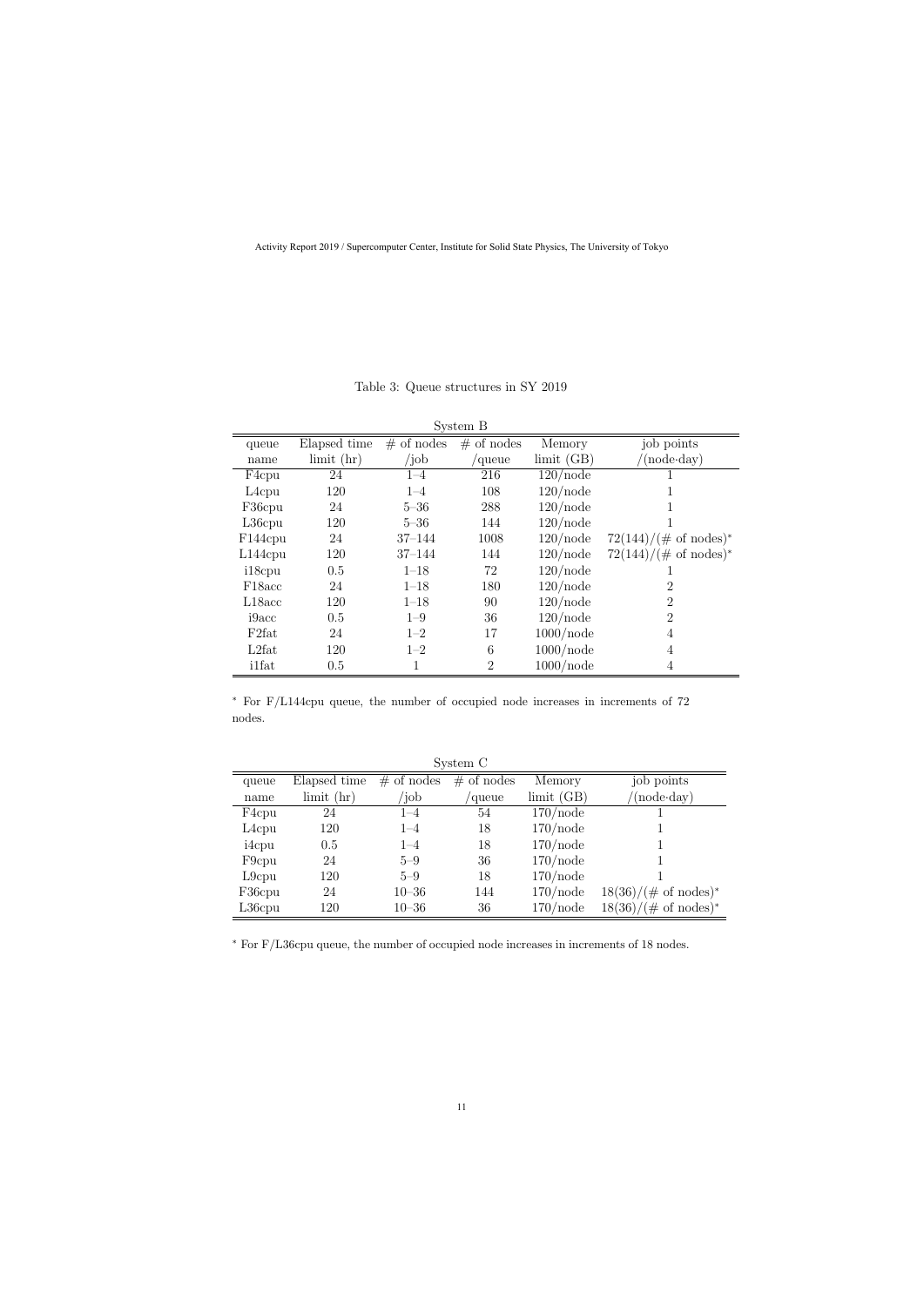Table 3: Queue structures in SY 2019

System B

| queue name | Elapsed time limit (hr) | # of nodes /job | # of nodes /queue | Memory limit (GB) | job points /(node·day) |
|---|---|---|---|---|---|
| F4cpu | 24 | 1–4 | 216 | 120/node | 1 |
| L4cpu | 120 | 1–4 | 108 | 120/node | 1 |
| F36cpu | 24 | 5–36 | 288 | 120/node | 1 |
| L36cpu | 120 | 5–36 | 144 | 120/node | 1 |
| F144cpu | 24 | 37–144 | 1008 | 120/node | 72(144)/(# of nodes)* |
| L144cpu | 120 | 37–144 | 144 | 120/node | 72(144)/(# of nodes)* |
| i18cpu | 0.5 | 1–18 | 72 | 120/node | 1 |
| F18acc | 24 | 1–18 | 180 | 120/node | 2 |
| L18acc | 120 | 1–18 | 90 | 120/node | 2 |
| i9acc | 0.5 | 1–9 | 36 | 120/node | 2 |
| F2fat | 24 | 1–2 | 17 | 1000/node | 4 |
| L2fat | 120 | 1–2 | 6 | 1000/node | 4 |
| i1fat | 0.5 | 1 | 2 | 1000/node | 4 |

* For F/L144cpu queue, the number of occupied node increases in increments of 72 nodes.

System C

| queue name | Elapsed time limit (hr) | # of nodes /job | # of nodes /queue | Memory limit (GB) | job points /(node·day) |
|---|---|---|---|---|---|
| F4cpu | 24 | 1–4 | 54 | 170/node | 1 |
| L4cpu | 120 | 1–4 | 18 | 170/node | 1 |
| i4cpu | 0.5 | 1–4 | 18 | 170/node | 1 |
| F9cpu | 24 | 5–9 | 36 | 170/node | 1 |
| L9cpu | 120 | 5–9 | 18 | 170/node | 1 |
| F36cpu | 24 | 10–36 | 144 | 170/node | 18(36)/(# of nodes)* |
| L36cpu | 120 | 10–36 | 36 | 170/node | 18(36)/(# of nodes)* |

* For F/L36cpu queue, the number of occupied node increases in increments of 18 nodes.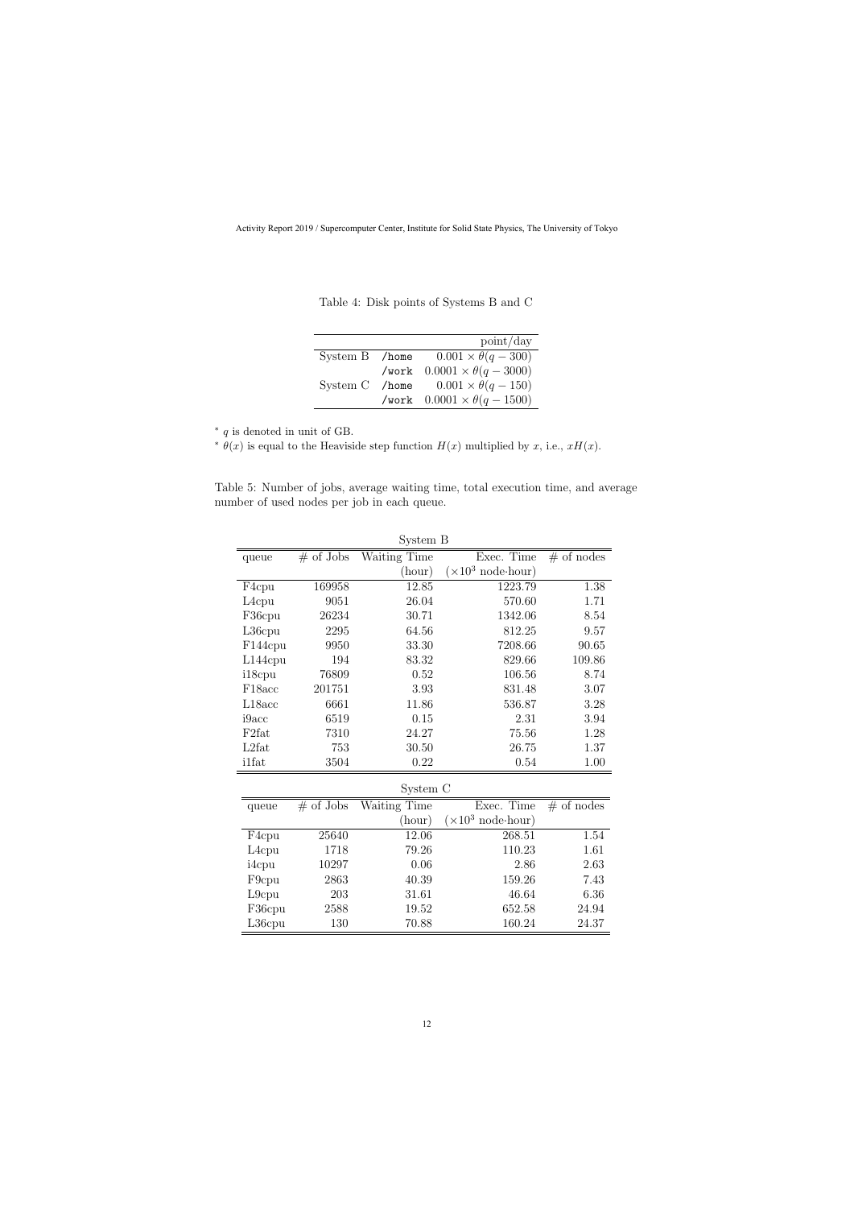Table 4: Disk points of Systems B and C

| | | point/day |
|---|---|---|
| System B | /home | $0.001 \times \theta(q-300)$ |
| | /work | $0.0001 \times \theta(q-3000)$ |
| System C | /home | $0.001 \times \theta(q-150)$ |
| | /work | $0.0001 \times \theta(q-1500)$ |

\* $q$ is denoted in unit of GB.

\* $\theta(x)$ is equal to the Heaviside step function $H(x)$ multiplied by $x$, i.e., $xH(x)$.

Table 5: Number of jobs, average waiting time, total execution time, and average number of used nodes per job in each queue.

System B

| queue | # of Jobs | Waiting Time (hour) | Exec. Time ($\times 10^3$ node·hour) | # of nodes |
|---|---|---|---|---|
| F4cpu | 169958 | 12.85 | 1223.79 | 1.38 |
| L4cpu | 9051 | 26.04 | 570.60 | 1.71 |
| F36cpu | 26234 | 30.71 | 1342.06 | 8.54 |
| L36cpu | 2295 | 64.56 | 812.25 | 9.57 |
| F144cpu | 9950 | 33.30 | 7208.66 | 90.65 |
| L144cpu | 194 | 83.32 | 829.66 | 109.86 |
| i18cpu | 76809 | 0.52 | 106.56 | 8.74 |
| F18acc | 201751 | 3.93 | 831.48 | 3.07 |
| L18acc | 6661 | 11.86 | 536.87 | 3.28 |
| i9acc | 6519 | 0.15 | 2.31 | 3.94 |
| F2fat | 7310 | 24.27 | 75.56 | 1.28 |
| L2fat | 753 | 30.50 | 26.75 | 1.37 |
| i1fat | 3504 | 0.22 | 0.54 | 1.00 |

System C

| queue | # of Jobs | Waiting Time (hour) | Exec. Time ($\times 10^3$ node·hour) | # of nodes |
|---|---|---|---|---|
| F4cpu | 25640 | 12.06 | 268.51 | 1.54 |
| L4cpu | 1718 | 79.26 | 110.23 | 1.61 |
| i4cpu | 10297 | 0.06 | 2.86 | 2.63 |
| F9cpu | 2863 | 40.39 | 159.26 | 7.43 |
| L9cpu | 203 | 31.61 | 46.64 | 6.36 |
| F36cpu | 2588 | 19.52 | 652.58 | 24.94 |
| L36cpu | 130 | 70.88 | 160.24 | 24.37 |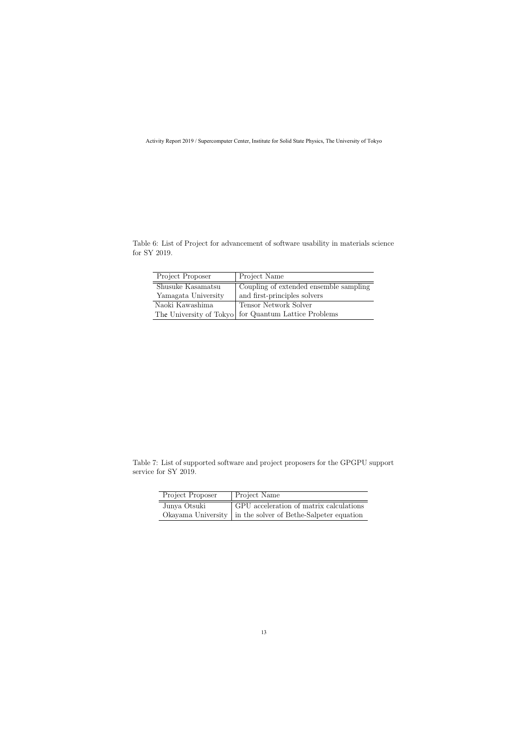Table 6: List of Project for advancement of software usability in materials science for SY 2019.

| Project Proposer | Project Name |
|---|---|
| Shusuke Kasamatsu<br>Yamagata University | Coupling of extended ensemble sampling<br>and first-principles solvers |
| Naoki Kawashima<br>The University of Tokyo | Tensor Network Solver<br>for Quantum Lattice Problems |

Table 7: List of supported software and project proposers for the GPGPU support service for SY 2019.

| Project Proposer | Project Name |
|---|---|
| Junya Otsuki<br>Okayama University | GPU acceleration of matrix calculations<br>in the solver of Bethe-Salpeter equation |